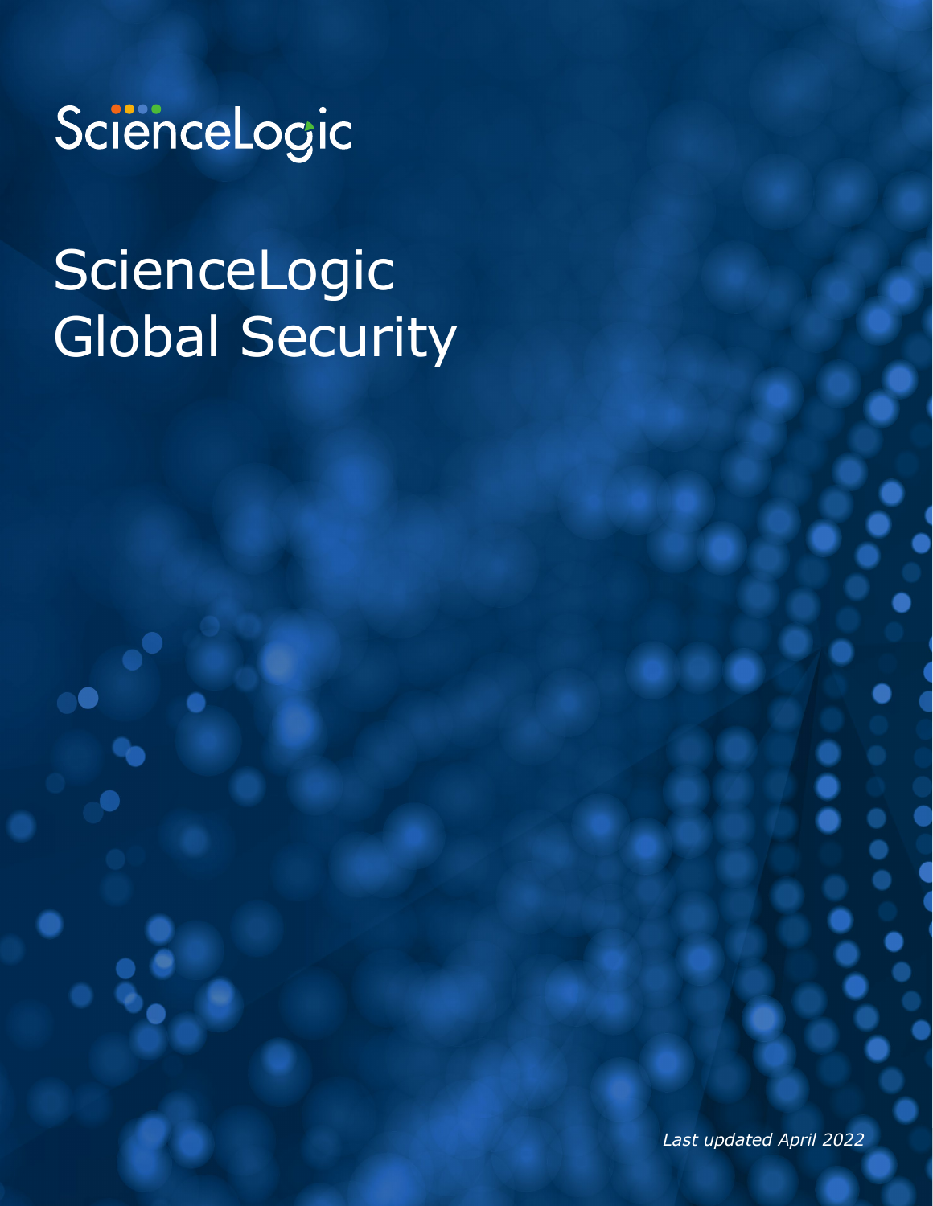ScienceLogic

# ScienceLogic Global Security

*Last updated April 2022*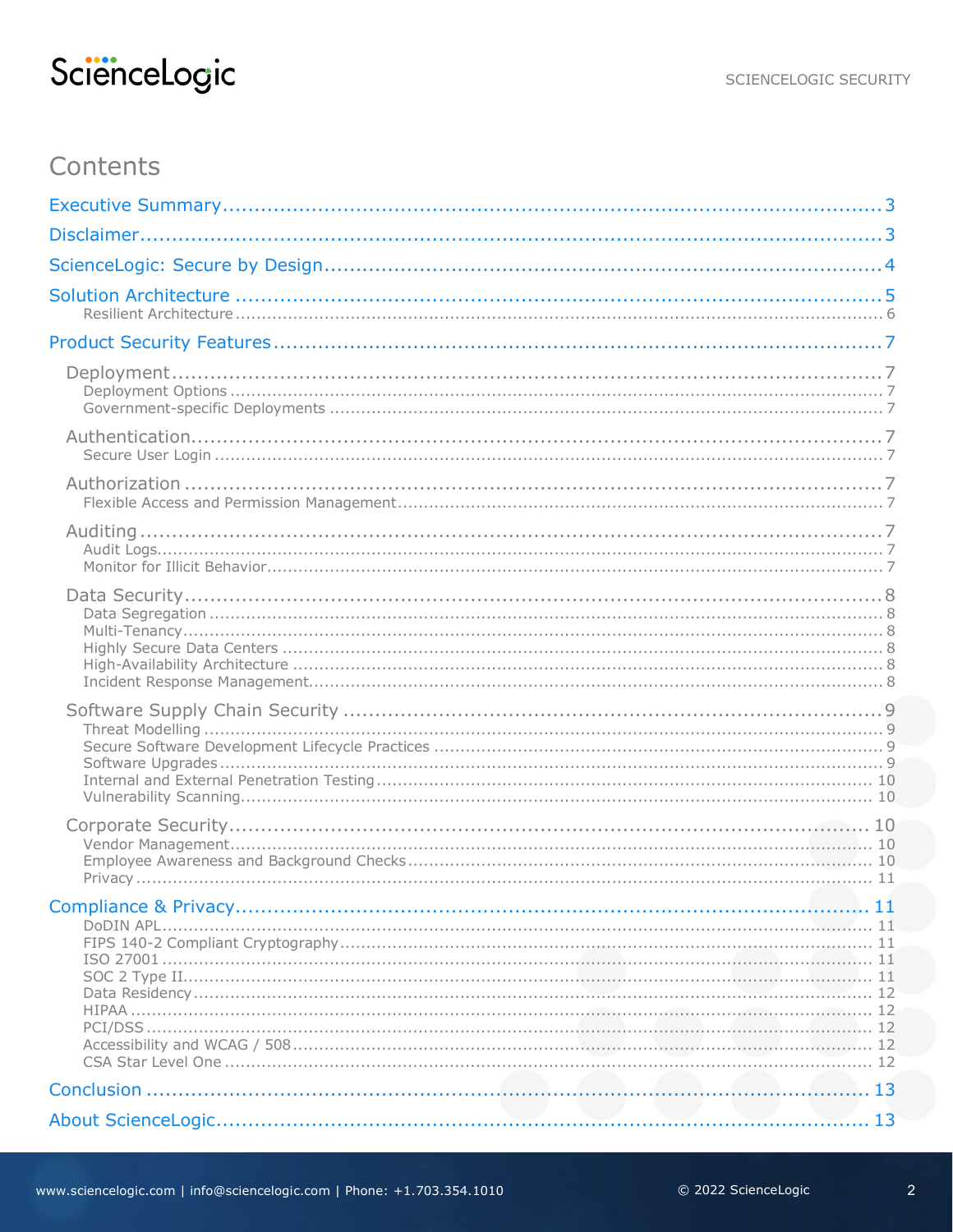# Contents

- Executive Summary ... 3
- Disclaimer ... 3
- ScienceLogic: Secure by Design ... 4
- Solution Architecture ... 5
  - Resilient Architecture ... 6
- Product Security Features ... 7
  - Deployment ... 7
    - Deployment Options ... 7
    - Government-specific Deployments ... 7
  - Authentication ... 7
    - Secure User Login ... 7
  - Authorization ... 7
    - Flexible Access and Permission Management ... 7
  - Auditing ... 7
    - Audit Logs ... 7
    - Monitor for Illicit Behavior ... 7
  - Data Security ... 8
    - Data Segregation ... 8
    - Multi-Tenancy ... 8
    - Highly Secure Data Centers ... 8
    - High-Availability Architecture ... 8
    - Incident Response Management ... 8
  - Software Supply Chain Security ... 9
    - Threat Modelling ... 9
    - Secure Software Development Lifecycle Practices ... 9
    - Software Upgrades ... 9
    - Internal and External Penetration Testing ... 10
    - Vulnerability Scanning ... 10
  - Corporate Security ... 10
    - Vendor Management ... 10
    - Employee Awareness and Background Checks ... 10
    - Privacy ... 11
- Compliance & Privacy ... 11
  - DoDIN APL ... 11
  - FIPS 140-2 Compliant Cryptography ... 11
  - ISO 27001 ... 11
  - SOC 2 Type II ... 11
  - Data Residency ... 12
  - HIPAA ... 12
  - PCI/DSS ... 12
  - Accessibility and WCAG / 508 ... 12
  - CSA Star Level One ... 12
- Conclusion ... 13
- About ScienceLogic ... 13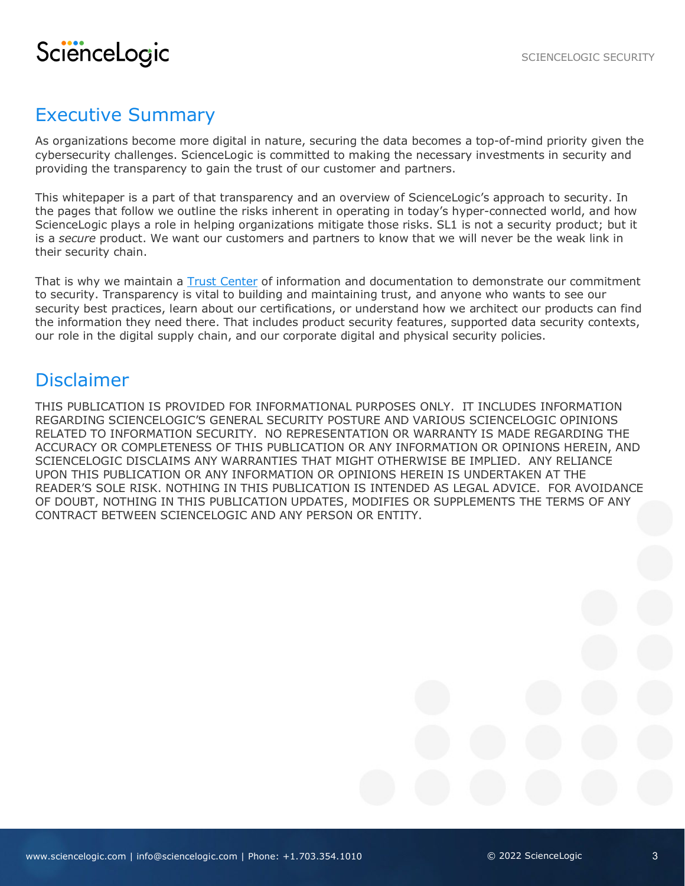## Executive Summary

As organizations become more digital in nature, securing the data becomes a top-of-mind priority given the cybersecurity challenges. ScienceLogic is committed to making the necessary investments in security and providing the transparency to gain the trust of our customer and partners.

This whitepaper is a part of that transparency and an overview of ScienceLogic's approach to security. In the pages that follow we outline the risks inherent in operating in today's hyper-connected world, and how ScienceLogic plays a role in helping organizations mitigate those risks. SL1 is not a security product; but it is a *secure* product. We want our customers and partners to know that we will never be the weak link in their security chain.

That is why we maintain a [Trust Center] of information and documentation to demonstrate our commitment to security. Transparency is vital to building and maintaining trust, and anyone who wants to see our security best practices, learn about our certifications, or understand how we architect our products can find the information they need there. That includes product security features, supported data security contexts, our role in the digital supply chain, and our corporate digital and physical security policies.

## Disclaimer

THIS PUBLICATION IS PROVIDED FOR INFORMATIONAL PURPOSES ONLY. IT INCLUDES INFORMATION REGARDING SCIENCELOGIC'S GENERAL SECURITY POSTURE AND VARIOUS SCIENCELOGIC OPINIONS RELATED TO INFORMATION SECURITY. NO REPRESENTATION OR WARRANTY IS MADE REGARDING THE ACCURACY OR COMPLETENESS OF THIS PUBLICATION OR ANY INFORMATION OR OPINIONS HEREIN, AND SCIENCELOGIC DISCLAIMS ANY WARRANTIES THAT MIGHT OTHERWISE BE IMPLIED. ANY RELIANCE UPON THIS PUBLICATION OR ANY INFORMATION OR OPINIONS HEREIN IS UNDERTAKEN AT THE READER'S SOLE RISK. NOTHING IN THIS PUBLICATION IS INTENDED AS LEGAL ADVICE. FOR AVOIDANCE OF DOUBT, NOTHING IN THIS PUBLICATION UPDATES, MODIFIES OR SUPPLEMENTS THE TERMS OF ANY CONTRACT BETWEEN SCIENCELOGIC AND ANY PERSON OR ENTITY.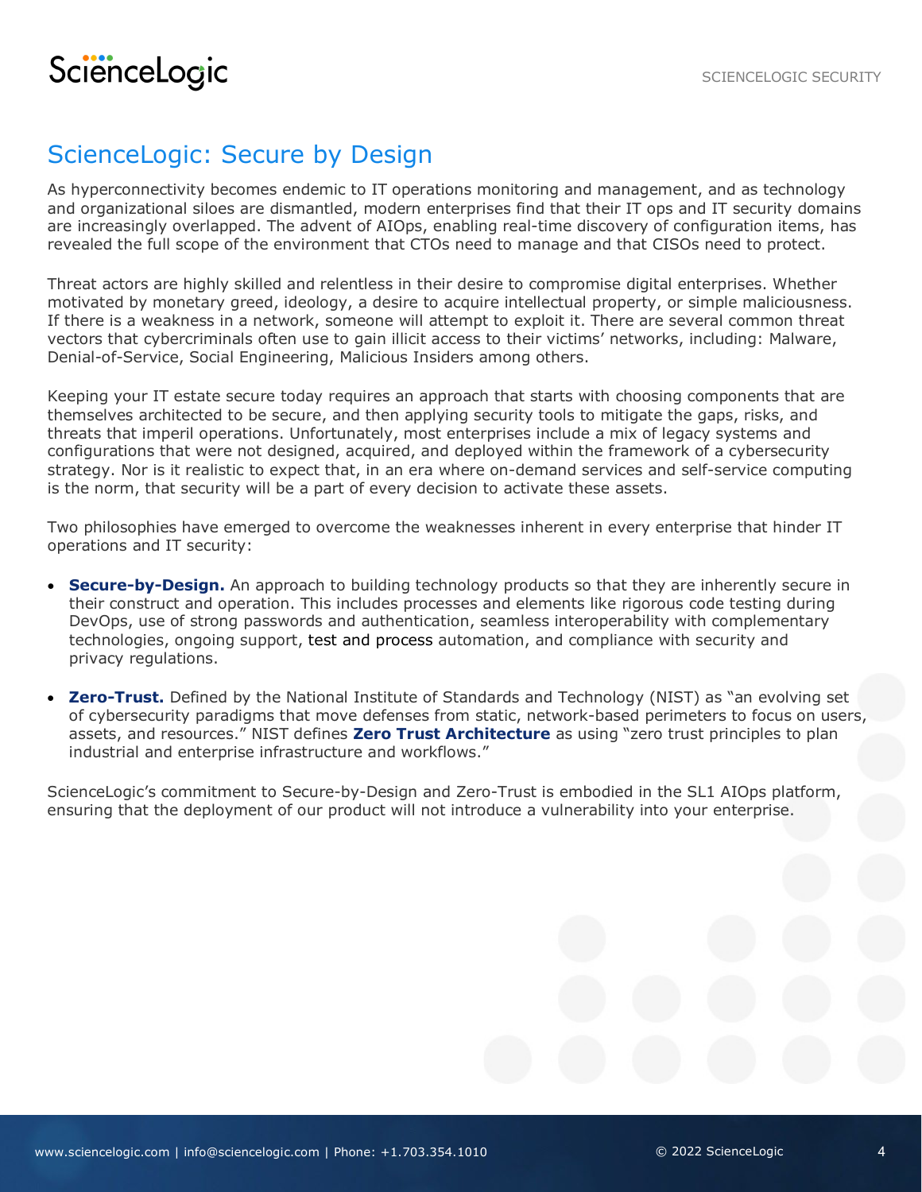# ScienceLogic: Secure by Design

As hyperconnectivity becomes endemic to IT operations monitoring and management, and as technology and organizational siloes are dismantled, modern enterprises find that their IT ops and IT security domains are increasingly overlapped. The advent of AIOps, enabling real-time discovery of configuration items, has revealed the full scope of the environment that CTOs need to manage and that CISOs need to protect.

Threat actors are highly skilled and relentless in their desire to compromise digital enterprises. Whether motivated by monetary greed, ideology, a desire to acquire intellectual property, or simple maliciousness. If there is a weakness in a network, someone will attempt to exploit it. There are several common threat vectors that cybercriminals often use to gain illicit access to their victims' networks, including: Malware, Denial-of-Service, Social Engineering, Malicious Insiders among others.

Keeping your IT estate secure today requires an approach that starts with choosing components that are themselves architected to be secure, and then applying security tools to mitigate the gaps, risks, and threats that imperil operations. Unfortunately, most enterprises include a mix of legacy systems and configurations that were not designed, acquired, and deployed within the framework of a cybersecurity strategy. Nor is it realistic to expect that, in an era where on-demand services and self-service computing is the norm, that security will be a part of every decision to activate these assets.

Two philosophies have emerged to overcome the weaknesses inherent in every enterprise that hinder IT operations and IT security:

- **Secure-by-Design.** An approach to building technology products so that they are inherently secure in their construct and operation. This includes processes and elements like rigorous code testing during DevOps, use of strong passwords and authentication, seamless interoperability with complementary technologies, ongoing support, test and process automation, and compliance with security and privacy regulations.
- **Zero-Trust.** Defined by the National Institute of Standards and Technology (NIST) as "an evolving set of cybersecurity paradigms that move defenses from static, network-based perimeters to focus on users, assets, and resources." NIST defines **Zero Trust Architecture** as using "zero trust principles to plan industrial and enterprise infrastructure and workflows."

ScienceLogic's commitment to Secure-by-Design and Zero-Trust is embodied in the SL1 AIOps platform, ensuring that the deployment of our product will not introduce a vulnerability into your enterprise.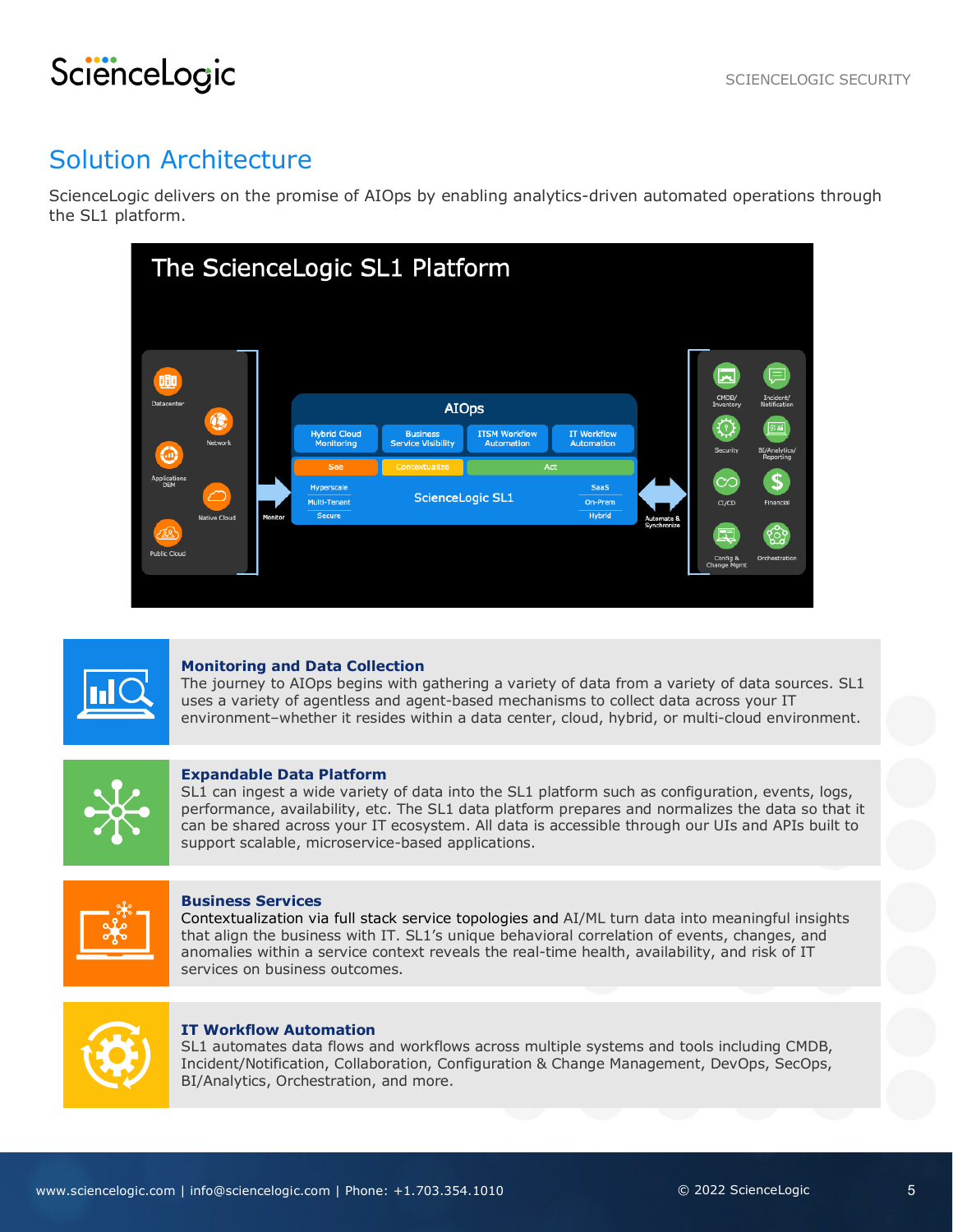## Solution Architecture

ScienceLogic delivers on the promise of AIOps by enabling analytics-driven automated operations through the SL1 platform.

The ScienceLogic SL1 Platform

Datacenter
Network
Applications DEM
Native Cloud
Public Cloud

Monitor

AIOps

Hybrid Cloud Monitoring | Business Service Visibility | ITSM Workflow Automation | IT Workflow Automation

See | Contextualize | Act

Hyperscale
Multi-Tenant
Secure

ScienceLogic SL1

SaaS
On-Prem
Hybrid

Automate & Synchronize

CMDB/ Inventory
Incident/ Notification
Security
BI/Analytics/ Reporting
CI/CD
Financial
Config & Change Mgmt
Orchestration

### Monitoring and Data Collection

The journey to AIOps begins with gathering a variety of data from a variety of data sources. SL1 uses a variety of agentless and agent-based mechanisms to collect data across your IT environment–whether it resides within a data center, cloud, hybrid, or multi-cloud environment.

### Expandable Data Platform

SL1 can ingest a wide variety of data into the SL1 platform such as configuration, events, logs, performance, availability, etc. The SL1 data platform prepares and normalizes the data so that it can be shared across your IT ecosystem. All data is accessible through our UIs and APIs built to support scalable, microservice-based applications.

### Business Services

Contextualization via full stack service topologies and AI/ML turn data into meaningful insights that align the business with IT. SL1's unique behavioral correlation of events, changes, and anomalies within a service context reveals the real-time health, availability, and risk of IT services on business outcomes.

### IT Workflow Automation

SL1 automates data flows and workflows across multiple systems and tools including CMDB, Incident/Notification, Collaboration, Configuration & Change Management, DevOps, SecOps, BI/Analytics, Orchestration, and more.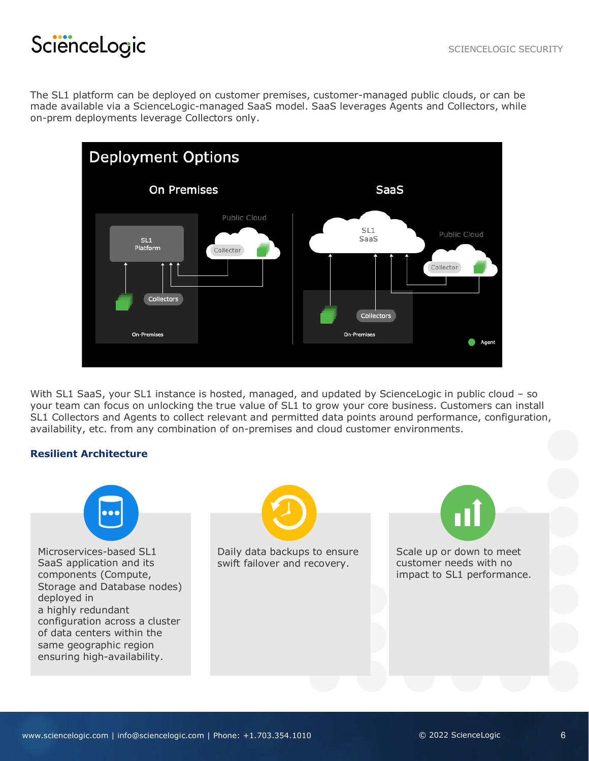The SL1 platform can be deployed on customer premises, customer-managed public clouds, or can be made available via a ScienceLogic-managed SaaS model. SaaS leverages Agents and Collectors, while on-prem deployments leverage Collectors only.

With SL1 SaaS, your SL1 instance is hosted, managed, and updated by ScienceLogic in public cloud – so your team can focus on unlocking the true value of SL1 to grow your core business. Customers can install SL1 Collectors and Agents to collect relevant and permitted data points around performance, configuration, availability, etc. from any combination of on-premises and cloud customer environments.

### Resilient Architecture

Microservices-based SL1 SaaS application and its components (Compute, Storage and Database nodes) deployed in a highly redundant configuration across a cluster of data centers within the same geographic region ensuring high-availability.

Daily data backups to ensure swift failover and recovery.

Scale up or down to meet customer needs with no impact to SL1 performance.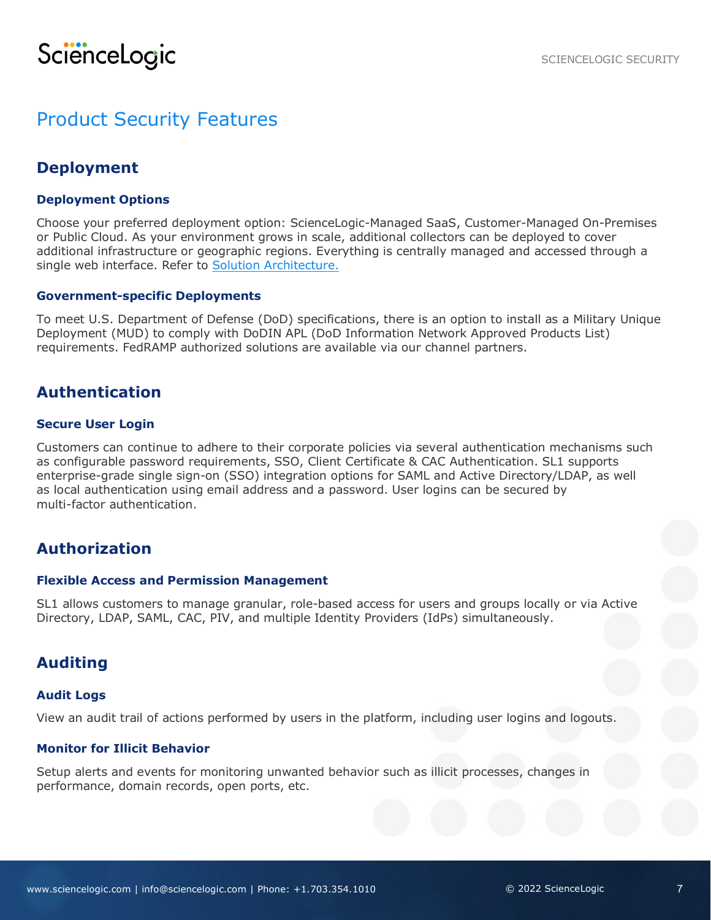# Product Security Features

## Deployment

### Deployment Options

Choose your preferred deployment option: ScienceLogic-Managed SaaS, Customer-Managed On-Premises or Public Cloud. As your environment grows in scale, additional collectors can be deployed to cover additional infrastructure or geographic regions. Everything is centrally managed and accessed through a single web interface. Refer to Solution Architecture.

### Government-specific Deployments

To meet U.S. Department of Defense (DoD) specifications, there is an option to install as a Military Unique Deployment (MUD) to comply with DoDIN APL (DoD Information Network Approved Products List) requirements. FedRAMP authorized solutions are available via our channel partners.

## Authentication

### Secure User Login

Customers can continue to adhere to their corporate policies via several authentication mechanisms such as configurable password requirements, SSO, Client Certificate & CAC Authentication. SL1 supports enterprise-grade single sign-on (SSO) integration options for SAML and Active Directory/LDAP, as well as local authentication using email address and a password. User logins can be secured by multi-factor authentication.

## Authorization

### Flexible Access and Permission Management

SL1 allows customers to manage granular, role-based access for users and groups locally or via Active Directory, LDAP, SAML, CAC, PIV, and multiple Identity Providers (IdPs) simultaneously.

## Auditing

### Audit Logs

View an audit trail of actions performed by users in the platform, including user logins and logouts.

### Monitor for Illicit Behavior

Setup alerts and events for monitoring unwanted behavior such as illicit processes, changes in performance, domain records, open ports, etc.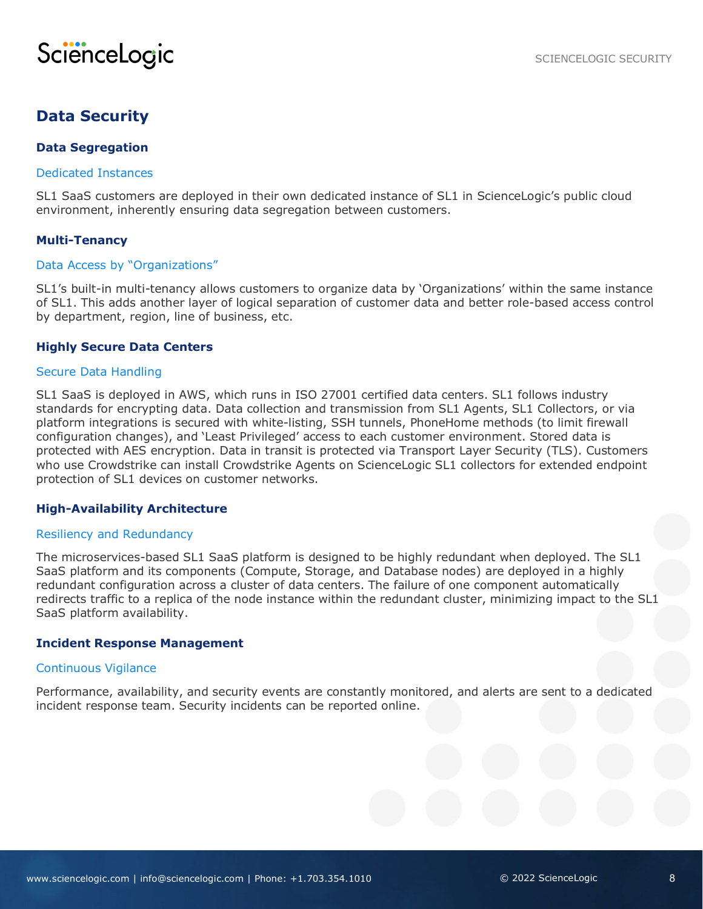## Data Security

### Data Segregation

#### Dedicated Instances

SL1 SaaS customers are deployed in their own dedicated instance of SL1 in ScienceLogic's public cloud environment, inherently ensuring data segregation between customers.

### Multi-Tenancy

#### Data Access by "Organizations"

SL1's built-in multi-tenancy allows customers to organize data by 'Organizations' within the same instance of SL1. This adds another layer of logical separation of customer data and better role-based access control by department, region, line of business, etc.

### Highly Secure Data Centers

#### Secure Data Handling

SL1 SaaS is deployed in AWS, which runs in ISO 27001 certified data centers. SL1 follows industry standards for encrypting data. Data collection and transmission from SL1 Agents, SL1 Collectors, or via platform integrations is secured with white-listing, SSH tunnels, PhoneHome methods (to limit firewall configuration changes), and 'Least Privileged' access to each customer environment. Stored data is protected with AES encryption. Data in transit is protected via Transport Layer Security (TLS). Customers who use Crowdstrike can install Crowdstrike Agents on ScienceLogic SL1 collectors for extended endpoint protection of SL1 devices on customer networks.

### High-Availability Architecture

#### Resiliency and Redundancy

The microservices-based SL1 SaaS platform is designed to be highly redundant when deployed. The SL1 SaaS platform and its components (Compute, Storage, and Database nodes) are deployed in a highly redundant configuration across a cluster of data centers. The failure of one component automatically redirects traffic to a replica of the node instance within the redundant cluster, minimizing impact to the SL1 SaaS platform availability.

### Incident Response Management

#### Continuous Vigilance

Performance, availability, and security events are constantly monitored, and alerts are sent to a dedicated incident response team. Security incidents can be reported online.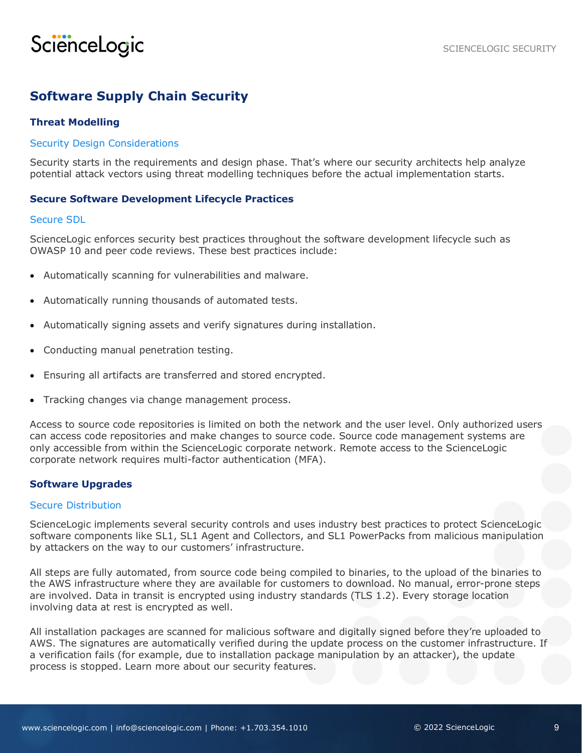## Software Supply Chain Security

### Threat Modelling

#### Security Design Considerations

Security starts in the requirements and design phase. That's where our security architects help analyze potential attack vectors using threat modelling techniques before the actual implementation starts.

### Secure Software Development Lifecycle Practices

#### Secure SDL

ScienceLogic enforces security best practices throughout the software development lifecycle such as OWASP 10 and peer code reviews. These best practices include:

- Automatically scanning for vulnerabilities and malware.
- Automatically running thousands of automated tests.
- Automatically signing assets and verify signatures during installation.
- Conducting manual penetration testing.
- Ensuring all artifacts are transferred and stored encrypted.
- Tracking changes via change management process.

Access to source code repositories is limited on both the network and the user level. Only authorized users can access code repositories and make changes to source code. Source code management systems are only accessible from within the ScienceLogic corporate network. Remote access to the ScienceLogic corporate network requires multi-factor authentication (MFA).

### Software Upgrades

#### Secure Distribution

ScienceLogic implements several security controls and uses industry best practices to protect ScienceLogic software components like SL1, SL1 Agent and Collectors, and SL1 PowerPacks from malicious manipulation by attackers on the way to our customers' infrastructure.

All steps are fully automated, from source code being compiled to binaries, to the upload of the binaries to the AWS infrastructure where they are available for customers to download. No manual, error-prone steps are involved. Data in transit is encrypted using industry standards (TLS 1.2). Every storage location involving data at rest is encrypted as well.

All installation packages are scanned for malicious software and digitally signed before they're uploaded to AWS. The signatures are automatically verified during the update process on the customer infrastructure. If a verification fails (for example, due to installation package manipulation by an attacker), the update process is stopped. Learn more about our security features.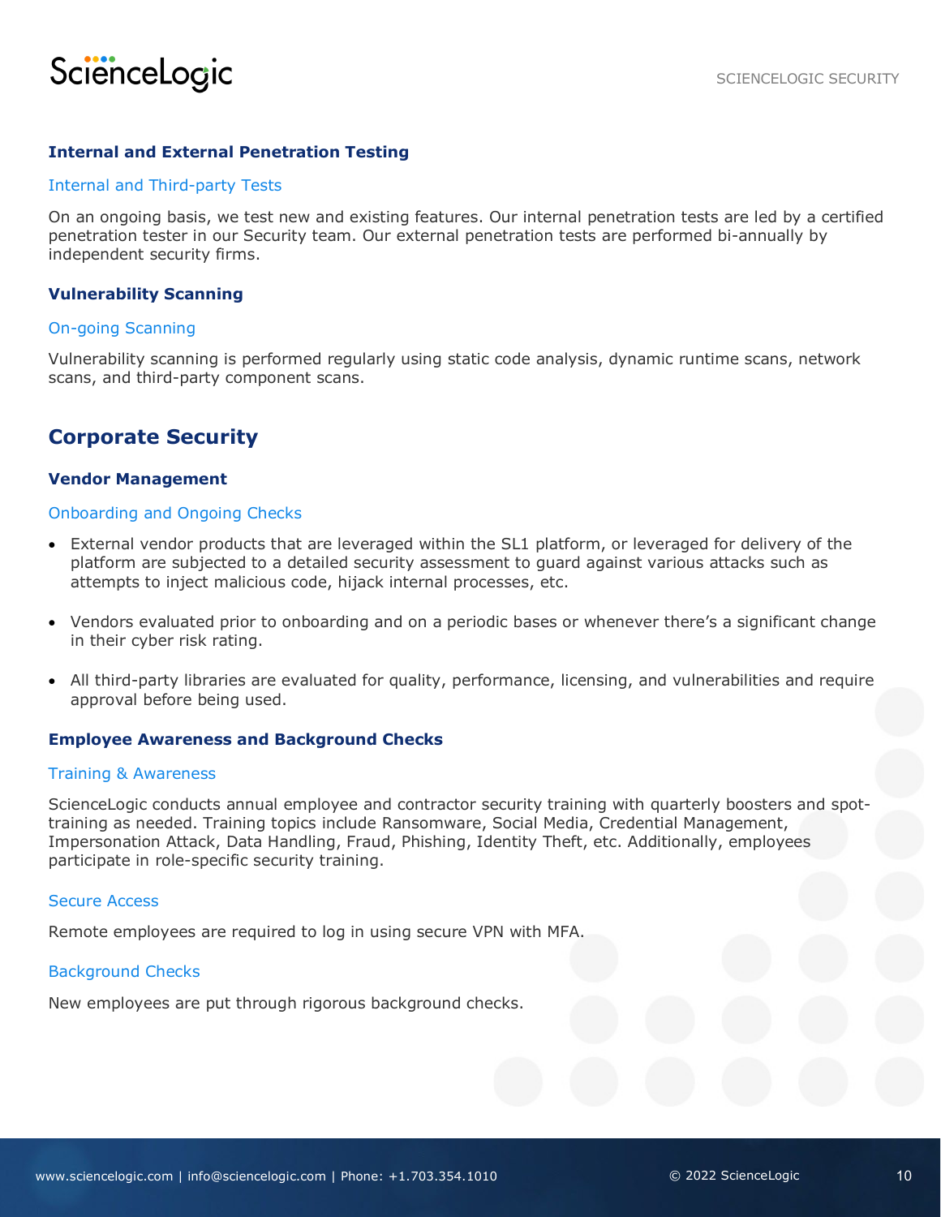### Internal and External Penetration Testing

#### Internal and Third-party Tests

On an ongoing basis, we test new and existing features. Our internal penetration tests are led by a certified penetration tester in our Security team. Our external penetration tests are performed bi-annually by independent security firms.

### Vulnerability Scanning

#### On-going Scanning

Vulnerability scanning is performed regularly using static code analysis, dynamic runtime scans, network scans, and third-party component scans.

## Corporate Security

### Vendor Management

#### Onboarding and Ongoing Checks

- External vendor products that are leveraged within the SL1 platform, or leveraged for delivery of the platform are subjected to a detailed security assessment to guard against various attacks such as attempts to inject malicious code, hijack internal processes, etc.
- Vendors evaluated prior to onboarding and on a periodic bases or whenever there's a significant change in their cyber risk rating.
- All third-party libraries are evaluated for quality, performance, licensing, and vulnerabilities and require approval before being used.

### Employee Awareness and Background Checks

#### Training & Awareness

ScienceLogic conducts annual employee and contractor security training with quarterly boosters and spot-training as needed. Training topics include Ransomware, Social Media, Credential Management, Impersonation Attack, Data Handling, Fraud, Phishing, Identity Theft, etc. Additionally, employees participate in role-specific security training.

#### Secure Access

Remote employees are required to log in using secure VPN with MFA.

#### Background Checks

New employees are put through rigorous background checks.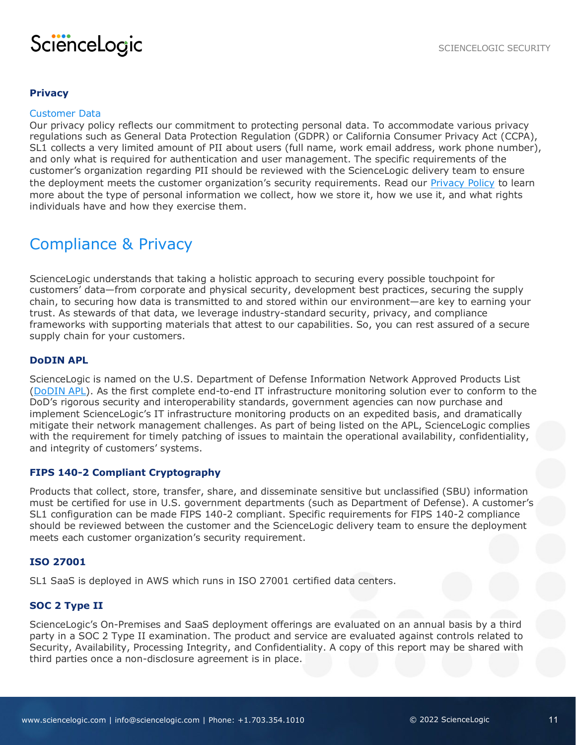### Privacy

#### Customer Data

Our privacy policy reflects our commitment to protecting personal data. To accommodate various privacy regulations such as General Data Protection Regulation (GDPR) or California Consumer Privacy Act (CCPA), SL1 collects a very limited amount of PII about users (full name, work email address, work phone number), and only what is required for authentication and user management. The specific requirements of the customer's organization regarding PII should be reviewed with the ScienceLogic delivery team to ensure the deployment meets the customer organization's security requirements. Read our Privacy Policy to learn more about the type of personal information we collect, how we store it, how we use it, and what rights individuals have and how they exercise them.

## Compliance & Privacy

ScienceLogic understands that taking a holistic approach to securing every possible touchpoint for customers' data—from corporate and physical security, development best practices, securing the supply chain, to securing how data is transmitted to and stored within our environment—are key to earning your trust. As stewards of that data, we leverage industry-standard security, privacy, and compliance frameworks with supporting materials that attest to our capabilities. So, you can rest assured of a secure supply chain for your customers.

### DoDIN APL

ScienceLogic is named on the U.S. Department of Defense Information Network Approved Products List (DoDIN APL). As the first complete end-to-end IT infrastructure monitoring solution ever to conform to the DoD's rigorous security and interoperability standards, government agencies can now purchase and implement ScienceLogic's IT infrastructure monitoring products on an expedited basis, and dramatically mitigate their network management challenges. As part of being listed on the APL, ScienceLogic complies with the requirement for timely patching of issues to maintain the operational availability, confidentiality, and integrity of customers' systems.

### FIPS 140-2 Compliant Cryptography

Products that collect, store, transfer, share, and disseminate sensitive but unclassified (SBU) information must be certified for use in U.S. government departments (such as Department of Defense). A customer's SL1 configuration can be made FIPS 140-2 compliant. Specific requirements for FIPS 140-2 compliance should be reviewed between the customer and the ScienceLogic delivery team to ensure the deployment meets each customer organization's security requirement.

### ISO 27001

SL1 SaaS is deployed in AWS which runs in ISO 27001 certified data centers.

### SOC 2 Type II

ScienceLogic's On-Premises and SaaS deployment offerings are evaluated on an annual basis by a third party in a SOC 2 Type II examination. The product and service are evaluated against controls related to Security, Availability, Processing Integrity, and Confidentiality. A copy of this report may be shared with third parties once a non-disclosure agreement is in place.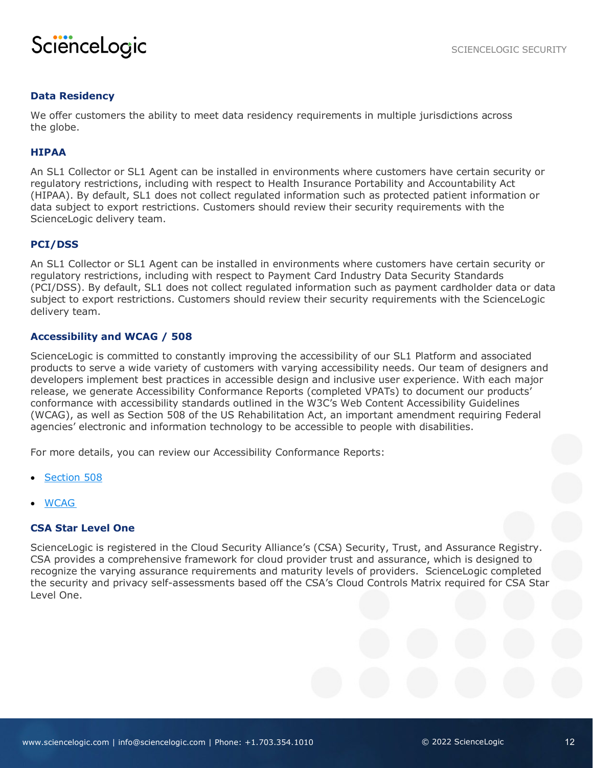### Data Residency

We offer customers the ability to meet data residency requirements in multiple jurisdictions across the globe.

### HIPAA

An SL1 Collector or SL1 Agent can be installed in environments where customers have certain security or regulatory restrictions, including with respect to Health Insurance Portability and Accountability Act (HIPAA). By default, SL1 does not collect regulated information such as protected patient information or data subject to export restrictions. Customers should review their security requirements with the ScienceLogic delivery team.

### PCI/DSS

An SL1 Collector or SL1 Agent can be installed in environments where customers have certain security or regulatory restrictions, including with respect to Payment Card Industry Data Security Standards (PCI/DSS). By default, SL1 does not collect regulated information such as payment cardholder data or data subject to export restrictions. Customers should review their security requirements with the ScienceLogic delivery team.

### Accessibility and WCAG / 508

ScienceLogic is committed to constantly improving the accessibility of our SL1 Platform and associated products to serve a wide variety of customers with varying accessibility needs. Our team of designers and developers implement best practices in accessible design and inclusive user experience. With each major release, we generate Accessibility Conformance Reports (completed VPATs) to document our products' conformance with accessibility standards outlined in the W3C's Web Content Accessibility Guidelines (WCAG), as well as Section 508 of the US Rehabilitation Act, an important amendment requiring Federal agencies' electronic and information technology to be accessible to people with disabilities.

For more details, you can review our Accessibility Conformance Reports:

- Section 508
- WCAG

### CSA Star Level One

ScienceLogic is registered in the Cloud Security Alliance's (CSA) Security, Trust, and Assurance Registry. CSA provides a comprehensive framework for cloud provider trust and assurance, which is designed to recognize the varying assurance requirements and maturity levels of providers. ScienceLogic completed the security and privacy self-assessments based off the CSA's Cloud Controls Matrix required for CSA Star Level One.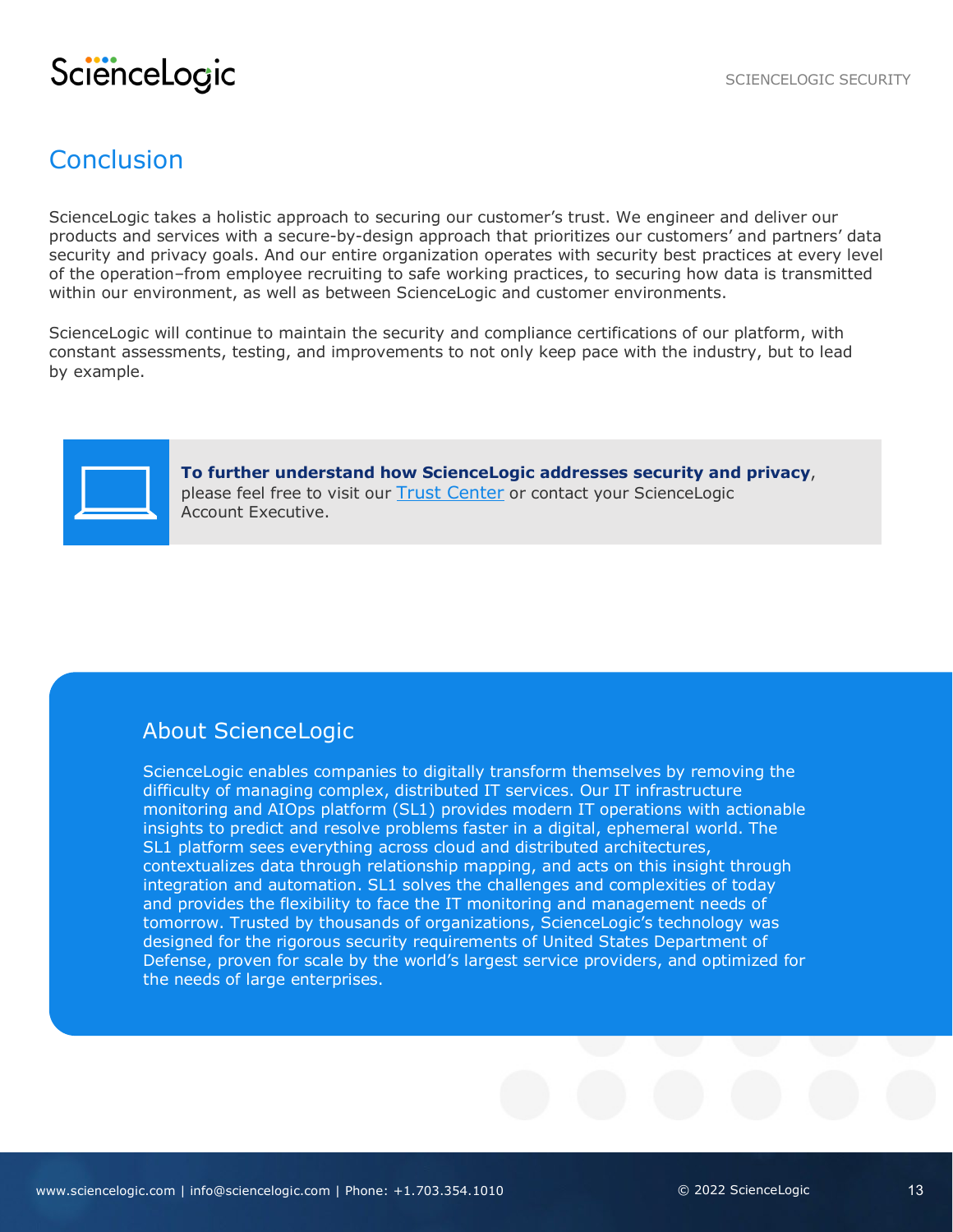## Conclusion

ScienceLogic takes a holistic approach to securing our customer's trust. We engineer and deliver our products and services with a secure-by-design approach that prioritizes our customers' and partners' data security and privacy goals. And our entire organization operates with security best practices at every level of the operation–from employee recruiting to safe working practices, to securing how data is transmitted within our environment, as well as between ScienceLogic and customer environments.

ScienceLogic will continue to maintain the security and compliance certifications of our platform, with constant assessments, testing, and improvements to not only keep pace with the industry, but to lead by example.

**To further understand how ScienceLogic addresses security and privacy**, please feel free to visit our Trust Center or contact your ScienceLogic Account Executive.

## About ScienceLogic

ScienceLogic enables companies to digitally transform themselves by removing the difficulty of managing complex, distributed IT services. Our IT infrastructure monitoring and AIOps platform (SL1) provides modern IT operations with actionable insights to predict and resolve problems faster in a digital, ephemeral world. The SL1 platform sees everything across cloud and distributed architectures, contextualizes data through relationship mapping, and acts on this insight through integration and automation. SL1 solves the challenges and complexities of today and provides the flexibility to face the IT monitoring and management needs of tomorrow. Trusted by thousands of organizations, ScienceLogic's technology was designed for the rigorous security requirements of United States Department of Defense, proven for scale by the world's largest service providers, and optimized for the needs of large enterprises.

www.sciencelogic.com | info@sciencelogic.com | Phone: +1.703.354.1010

© 2022 ScienceLogic